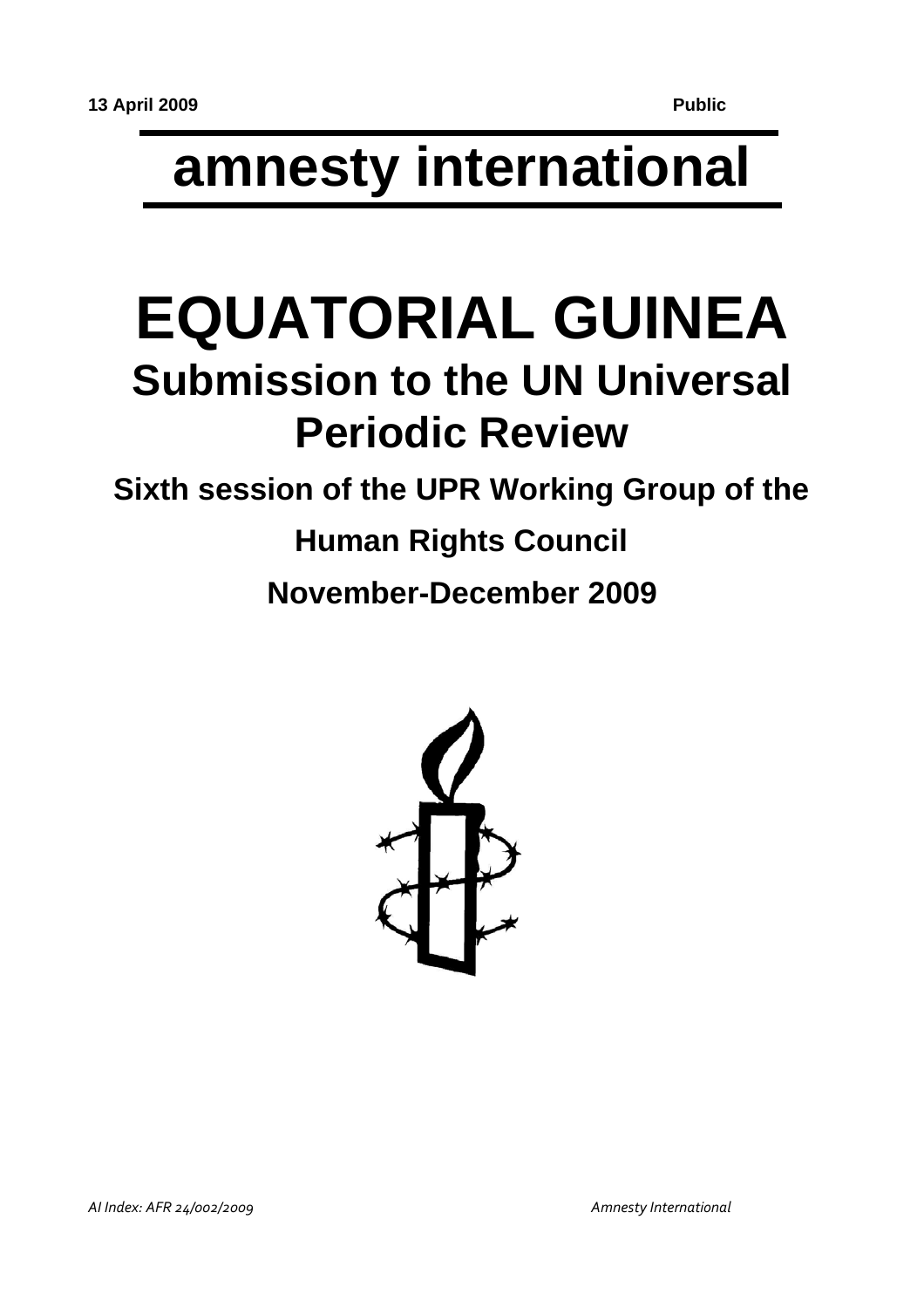**13 April 2009** **Public**

# amnesty international

# EQUATORIAL GUINEA

## Submission to the UN Universal Periodic Review

### Sixth session of the UPR Working Group of the Human Rights Council

### November-December 2009

*AI Index: AFR 24/002/2009* *Amnesty International*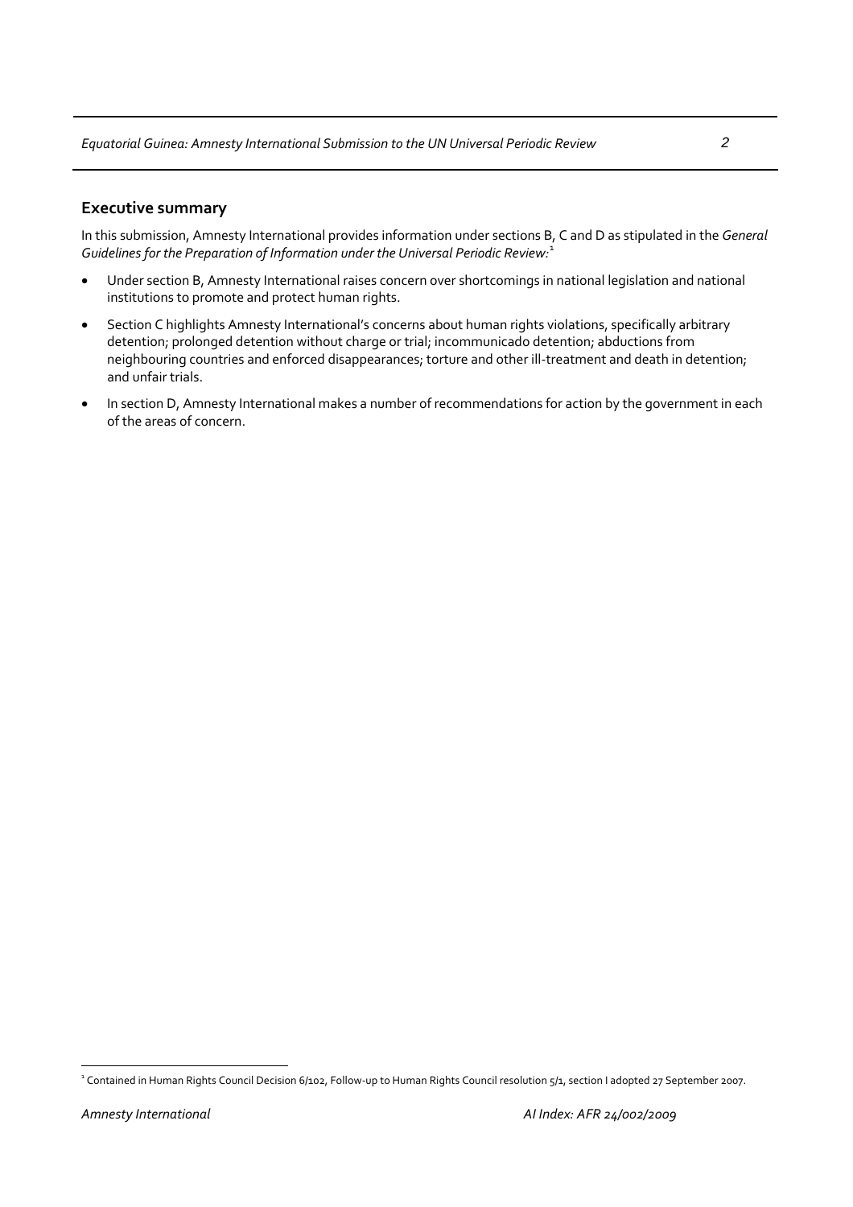## Executive summary

In this submission, Amnesty International provides information under sections B, C and D as stipulated in the *General Guidelines for the Preparation of Information under the Universal Periodic Review:*[1]

- Under section B, Amnesty International raises concern over shortcomings in national legislation and national institutions to promote and protect human rights.
- Section C highlights Amnesty International's concerns about human rights violations, specifically arbitrary detention; prolonged detention without charge or trial; incommunicado detention; abductions from neighbouring countries and enforced disappearances; torture and other ill-treatment and death in detention; and unfair trials.
- In section D, Amnesty International makes a number of recommendations for action by the government in each of the areas of concern.

[1] Contained in Human Rights Council Decision 6/102, Follow-up to Human Rights Council resolution 5/1, section I adopted 27 September 2007.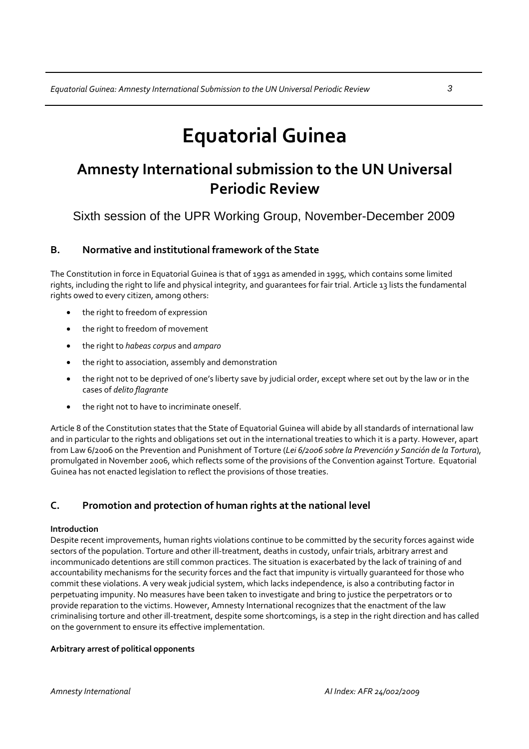# Equatorial Guinea

## Amnesty International submission to the UN Universal Periodic Review

Sixth session of the UPR Working Group, November-December 2009

### B. Normative and institutional framework of the State

The Constitution in force in Equatorial Guinea is that of 1991 as amended in 1995, which contains some limited rights, including the right to life and physical integrity, and guarantees for fair trial. Article 13 lists the fundamental rights owed to every citizen, among others:

- the right to freedom of expression
- the right to freedom of movement
- the right to *habeas corpus* and *amparo*
- the right to association, assembly and demonstration
- the right not to be deprived of one's liberty save by judicial order, except where set out by the law or in the cases of *delito flagrante*
- the right not to have to incriminate oneself.

Article 8 of the Constitution states that the State of Equatorial Guinea will abide by all standards of international law and in particular to the rights and obligations set out in the international treaties to which it is a party. However, apart from Law 6/2006 on the Prevention and Punishment of Torture (*Lei 6/2006 sobre la Prevención y Sanción de la Tortura*), promulgated in November 2006, which reflects some of the provisions of the Convention against Torture. Equatorial Guinea has not enacted legislation to reflect the provisions of those treaties.

### C. Promotion and protection of human rights at the national level

**Introduction**

Despite recent improvements, human rights violations continue to be committed by the security forces against wide sectors of the population. Torture and other ill-treatment, deaths in custody, unfair trials, arbitrary arrest and incommunicado detentions are still common practices. The situation is exacerbated by the lack of training of and accountability mechanisms for the security forces and the fact that impunity is virtually guaranteed for those who commit these violations. A very weak judicial system, which lacks independence, is also a contributing factor in perpetuating impunity. No measures have been taken to investigate and bring to justice the perpetrators or to provide reparation to the victims. However, Amnesty International recognizes that the enactment of the law criminalising torture and other ill-treatment, despite some shortcomings, is a step in the right direction and has called on the government to ensure its effective implementation.

**Arbitrary arrest of political opponents**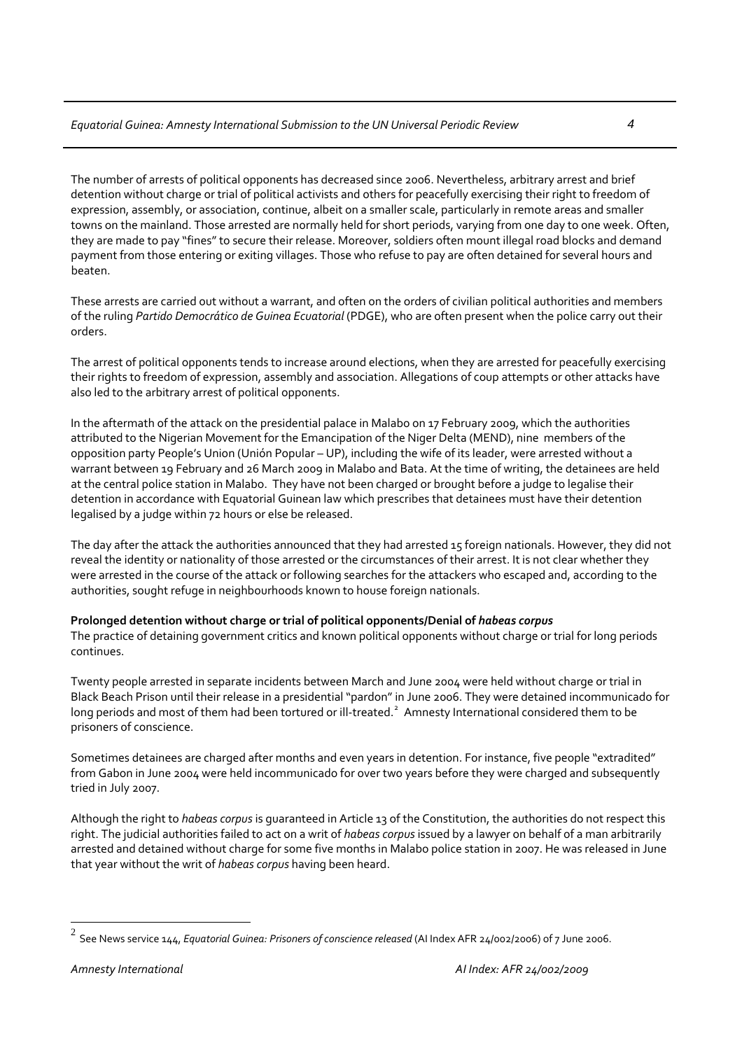The number of arrests of political opponents has decreased since 2006. Nevertheless, arbitrary arrest and brief detention without charge or trial of political activists and others for peacefully exercising their right to freedom of expression, assembly, or association, continue, albeit on a smaller scale, particularly in remote areas and smaller towns on the mainland. Those arrested are normally held for short periods, varying from one day to one week. Often, they are made to pay "fines" to secure their release. Moreover, soldiers often mount illegal road blocks and demand payment from those entering or exiting villages. Those who refuse to pay are often detained for several hours and beaten.

These arrests are carried out without a warrant, and often on the orders of civilian political authorities and members of the ruling *Partido Democrático de Guinea Ecuatorial* (PDGE), who are often present when the police carry out their orders.

The arrest of political opponents tends to increase around elections, when they are arrested for peacefully exercising their rights to freedom of expression, assembly and association. Allegations of coup attempts or other attacks have also led to the arbitrary arrest of political opponents.

In the aftermath of the attack on the presidential palace in Malabo on 17 February 2009, which the authorities attributed to the Nigerian Movement for the Emancipation of the Niger Delta (MEND), nine members of the opposition party People's Union (Unión Popular – UP), including the wife of its leader, were arrested without a warrant between 19 February and 26 March 2009 in Malabo and Bata. At the time of writing, the detainees are held at the central police station in Malabo. They have not been charged or brought before a judge to legalise their detention in accordance with Equatorial Guinean law which prescribes that detainees must have their detention legalised by a judge within 72 hours or else be released.

The day after the attack the authorities announced that they had arrested 15 foreign nationals. However, they did not reveal the identity or nationality of those arrested or the circumstances of their arrest. It is not clear whether they were arrested in the course of the attack or following searches for the attackers who escaped and, according to the authorities, sought refuge in neighbourhoods known to house foreign nationals.

**Prolonged detention without charge or trial of political opponents/Denial of *habeas corpus***

The practice of detaining government critics and known political opponents without charge or trial for long periods continues.

Twenty people arrested in separate incidents between March and June 2004 were held without charge or trial in Black Beach Prison until their release in a presidential "pardon" in June 2006. They were detained incommunicado for long periods and most of them had been tortured or ill-treated.[2] Amnesty International considered them to be prisoners of conscience.

Sometimes detainees are charged after months and even years in detention. For instance, five people "extradited" from Gabon in June 2004 were held incommunicado for over two years before they were charged and subsequently tried in July 2007.

Although the right to *habeas corpus* is guaranteed in Article 13 of the Constitution, the authorities do not respect this right. The judicial authorities failed to act on a writ of *habeas corpus* issued by a lawyer on behalf of a man arbitrarily arrested and detained without charge for some five months in Malabo police station in 2007. He was released in June that year without the writ of *habeas corpus* having been heard.

---

[2] See News service 144, *Equatorial Guinea: Prisoners of conscience released* (AI Index AFR 24/002/2006) of 7 June 2006.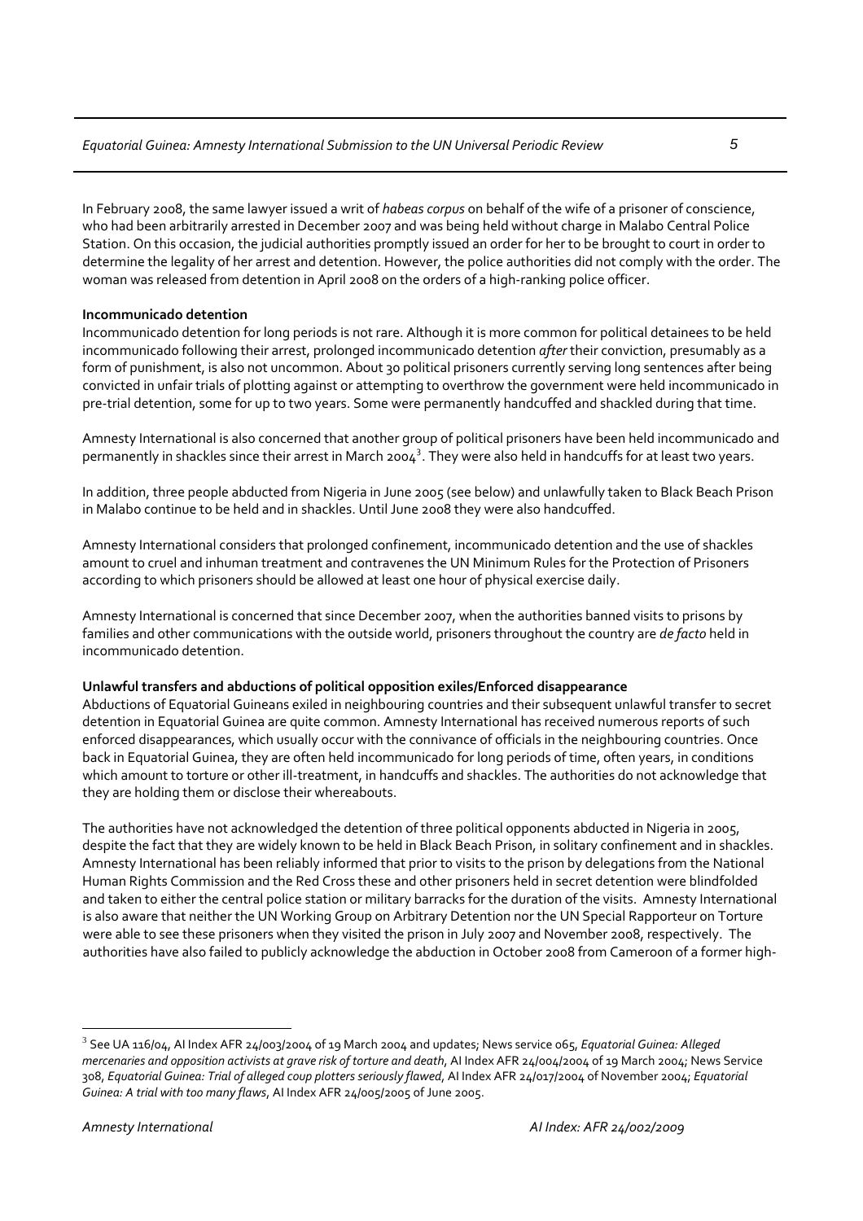In February 2008, the same lawyer issued a writ of *habeas corpus* on behalf of the wife of a prisoner of conscience, who had been arbitrarily arrested in December 2007 and was being held without charge in Malabo Central Police Station. On this occasion, the judicial authorities promptly issued an order for her to be brought to court in order to determine the legality of her arrest and detention. However, the police authorities did not comply with the order. The woman was released from detention in April 2008 on the orders of a high-ranking police officer.

**Incommunicado detention**

Incommunicado detention for long periods is not rare. Although it is more common for political detainees to be held incommunicado following their arrest, prolonged incommunicado detention *after* their conviction, presumably as a form of punishment, is also not uncommon. About 30 political prisoners currently serving long sentences after being convicted in unfair trials of plotting against or attempting to overthrow the government were held incommunicado in pre-trial detention, some for up to two years. Some were permanently handcuffed and shackled during that time.

Amnesty International is also concerned that another group of political prisoners have been held incommunicado and permanently in shackles since their arrest in March 2004[3]. They were also held in handcuffs for at least two years.

In addition, three people abducted from Nigeria in June 2005 (see below) and unlawfully taken to Black Beach Prison in Malabo continue to be held and in shackles. Until June 2008 they were also handcuffed.

Amnesty International considers that prolonged confinement, incommunicado detention and the use of shackles amount to cruel and inhuman treatment and contravenes the UN Minimum Rules for the Protection of Prisoners according to which prisoners should be allowed at least one hour of physical exercise daily.

Amnesty International is concerned that since December 2007, when the authorities banned visits to prisons by families and other communications with the outside world, prisoners throughout the country are *de facto* held in incommunicado detention.

**Unlawful transfers and abductions of political opposition exiles/Enforced disappearance**

Abductions of Equatorial Guineans exiled in neighbouring countries and their subsequent unlawful transfer to secret detention in Equatorial Guinea are quite common. Amnesty International has received numerous reports of such enforced disappearances, which usually occur with the connivance of officials in the neighbouring countries. Once back in Equatorial Guinea, they are often held incommunicado for long periods of time, often years, in conditions which amount to torture or other ill-treatment, in handcuffs and shackles. The authorities do not acknowledge that they are holding them or disclose their whereabouts.

The authorities have not acknowledged the detention of three political opponents abducted in Nigeria in 2005, despite the fact that they are widely known to be held in Black Beach Prison, in solitary confinement and in shackles. Amnesty International has been reliably informed that prior to visits to the prison by delegations from the National Human Rights Commission and the Red Cross these and other prisoners held in secret detention were blindfolded and taken to either the central police station or military barracks for the duration of the visits. Amnesty International is also aware that neither the UN Working Group on Arbitrary Detention nor the UN Special Rapporteur on Torture were able to see these prisoners when they visited the prison in July 2007 and November 2008, respectively. The authorities have also failed to publicly acknowledge the abduction in October 2008 from Cameroon of a former high-

[3] See UA 116/04, AI Index AFR 24/003/2004 of 19 March 2004 and updates; News service 065, *Equatorial Guinea: Alleged mercenaries and opposition activists at grave risk of torture and death*, AI Index AFR 24/004/2004 of 19 March 2004; News Service 308, *Equatorial Guinea: Trial of alleged coup plotters seriously flawed*, AI Index AFR 24/017/2004 of November 2004; *Equatorial Guinea: A trial with too many flaws*, AI Index AFR 24/005/2005 of June 2005.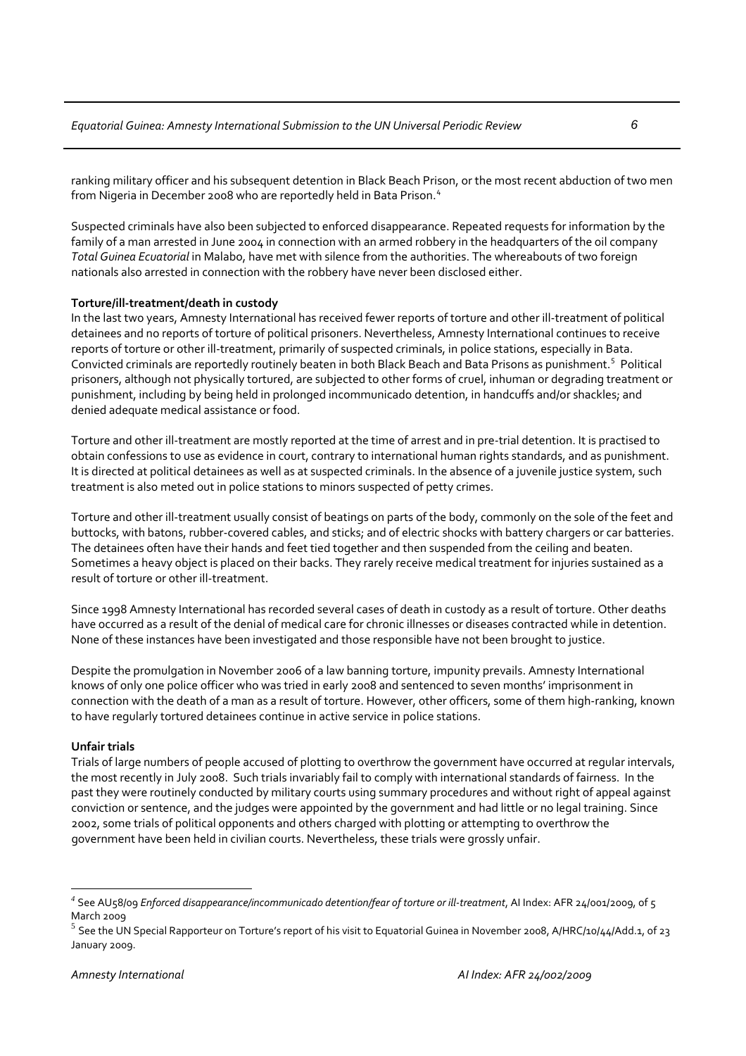ranking military officer and his subsequent detention in Black Beach Prison, or the most recent abduction of two men from Nigeria in December 2008 who are reportedly held in Bata Prison.[4]

Suspected criminals have also been subjected to enforced disappearance. Repeated requests for information by the family of a man arrested in June 2004 in connection with an armed robbery in the headquarters of the oil company *Total Guinea Ecuatorial* in Malabo, have met with silence from the authorities. The whereabouts of two foreign nationals also arrested in connection with the robbery have never been disclosed either.

**Torture/ill-treatment/death in custody**

In the last two years, Amnesty International has received fewer reports of torture and other ill-treatment of political detainees and no reports of torture of political prisoners. Nevertheless, Amnesty International continues to receive reports of torture or other ill-treatment, primarily of suspected criminals, in police stations, especially in Bata. Convicted criminals are reportedly routinely beaten in both Black Beach and Bata Prisons as punishment.[5] Political prisoners, although not physically tortured, are subjected to other forms of cruel, inhuman or degrading treatment or punishment, including by being held in prolonged incommunicado detention, in handcuffs and/or shackles; and denied adequate medical assistance or food.

Torture and other ill-treatment are mostly reported at the time of arrest and in pre-trial detention. It is practised to obtain confessions to use as evidence in court, contrary to international human rights standards, and as punishment. It is directed at political detainees as well as at suspected criminals. In the absence of a juvenile justice system, such treatment is also meted out in police stations to minors suspected of petty crimes.

Torture and other ill-treatment usually consist of beatings on parts of the body, commonly on the sole of the feet and buttocks, with batons, rubber-covered cables, and sticks; and of electric shocks with battery chargers or car batteries. The detainees often have their hands and feet tied together and then suspended from the ceiling and beaten. Sometimes a heavy object is placed on their backs. They rarely receive medical treatment for injuries sustained as a result of torture or other ill-treatment.

Since 1998 Amnesty International has recorded several cases of death in custody as a result of torture. Other deaths have occurred as a result of the denial of medical care for chronic illnesses or diseases contracted while in detention. None of these instances have been investigated and those responsible have not been brought to justice.

Despite the promulgation in November 2006 of a law banning torture, impunity prevails. Amnesty International knows of only one police officer who was tried in early 2008 and sentenced to seven months' imprisonment in connection with the death of a man as a result of torture. However, other officers, some of them high-ranking, known to have regularly tortured detainees continue in active service in police stations.

**Unfair trials**

Trials of large numbers of people accused of plotting to overthrow the government have occurred at regular intervals, the most recently in July 2008. Such trials invariably fail to comply with international standards of fairness. In the past they were routinely conducted by military courts using summary procedures and without right of appeal against conviction or sentence, and the judges were appointed by the government and had little or no legal training. Since 2002, some trials of political opponents and others charged with plotting or attempting to overthrow the government have been held in civilian courts. Nevertheless, these trials were grossly unfair.

---

[4] See AU58/09 *Enforced disappearance/incommunicado detention/fear of torture or ill-treatment*, AI Index: AFR 24/001/2009, of 5 March 2009

[5] See the UN Special Rapporteur on Torture's report of his visit to Equatorial Guinea in November 2008, A/HRC/10/44/Add.1, of 23 January 2009.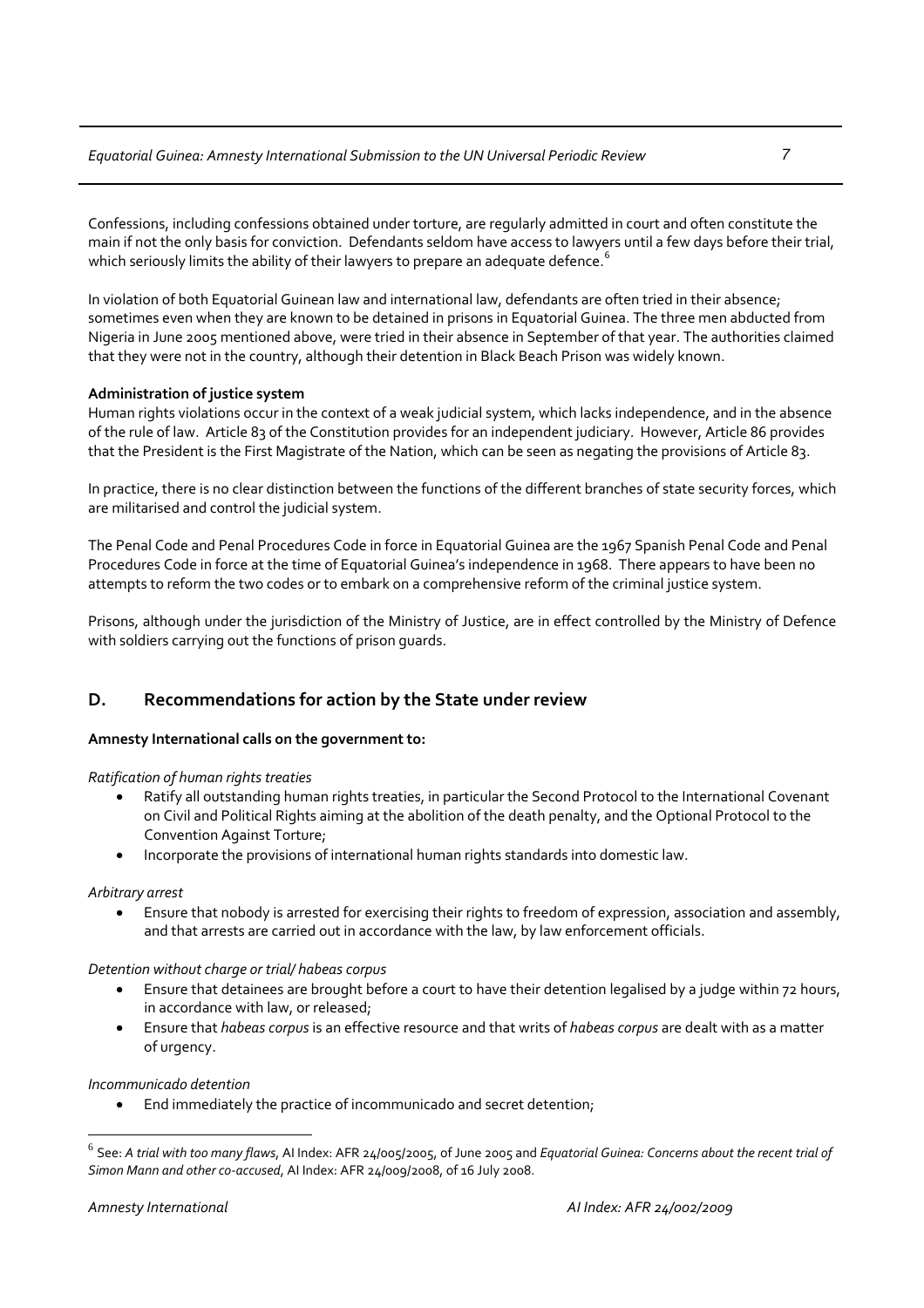Confessions, including confessions obtained under torture, are regularly admitted in court and often constitute the main if not the only basis for conviction. Defendants seldom have access to lawyers until a few days before their trial, which seriously limits the ability of their lawyers to prepare an adequate defence.[6]

In violation of both Equatorial Guinean law and international law, defendants are often tried in their absence; sometimes even when they are known to be detained in prisons in Equatorial Guinea. The three men abducted from Nigeria in June 2005 mentioned above, were tried in their absence in September of that year. The authorities claimed that they were not in the country, although their detention in Black Beach Prison was widely known.

**Administration of justice system**
Human rights violations occur in the context of a weak judicial system, which lacks independence, and in the absence of the rule of law. Article 83 of the Constitution provides for an independent judiciary. However, Article 86 provides that the President is the First Magistrate of the Nation, which can be seen as negating the provisions of Article 83.

In practice, there is no clear distinction between the functions of the different branches of state security forces, which are militarised and control the judicial system.

The Penal Code and Penal Procedures Code in force in Equatorial Guinea are the 1967 Spanish Penal Code and Penal Procedures Code in force at the time of Equatorial Guinea's independence in 1968. There appears to have been no attempts to reform the two codes or to embark on a comprehensive reform of the criminal justice system.

Prisons, although under the jurisdiction of the Ministry of Justice, are in effect controlled by the Ministry of Defence with soldiers carrying out the functions of prison guards.

## D. Recommendations for action by the State under review

**Amnesty International calls on the government to:**

*Ratification of human rights treaties*

- Ratify all outstanding human rights treaties, in particular the Second Protocol to the International Covenant on Civil and Political Rights aiming at the abolition of the death penalty, and the Optional Protocol to the Convention Against Torture;
- Incorporate the provisions of international human rights standards into domestic law.

*Arbitrary arrest*

- Ensure that nobody is arrested for exercising their rights to freedom of expression, association and assembly, and that arrests are carried out in accordance with the law, by law enforcement officials.

*Detention without charge or trial/ habeas corpus*

- Ensure that detainees are brought before a court to have their detention legalised by a judge within 72 hours, in accordance with law, or released;
- Ensure that *habeas corpus* is an effective resource and that writs of *habeas corpus* are dealt with as a matter of urgency.

*Incommunicado detention*

- End immediately the practice of incommunicado and secret detention;

[6] See: *A trial with too many flaws*, AI Index: AFR 24/005/2005, of June 2005 and *Equatorial Guinea: Concerns about the recent trial of Simon Mann and other co-accused*, AI Index: AFR 24/009/2008, of 16 July 2008.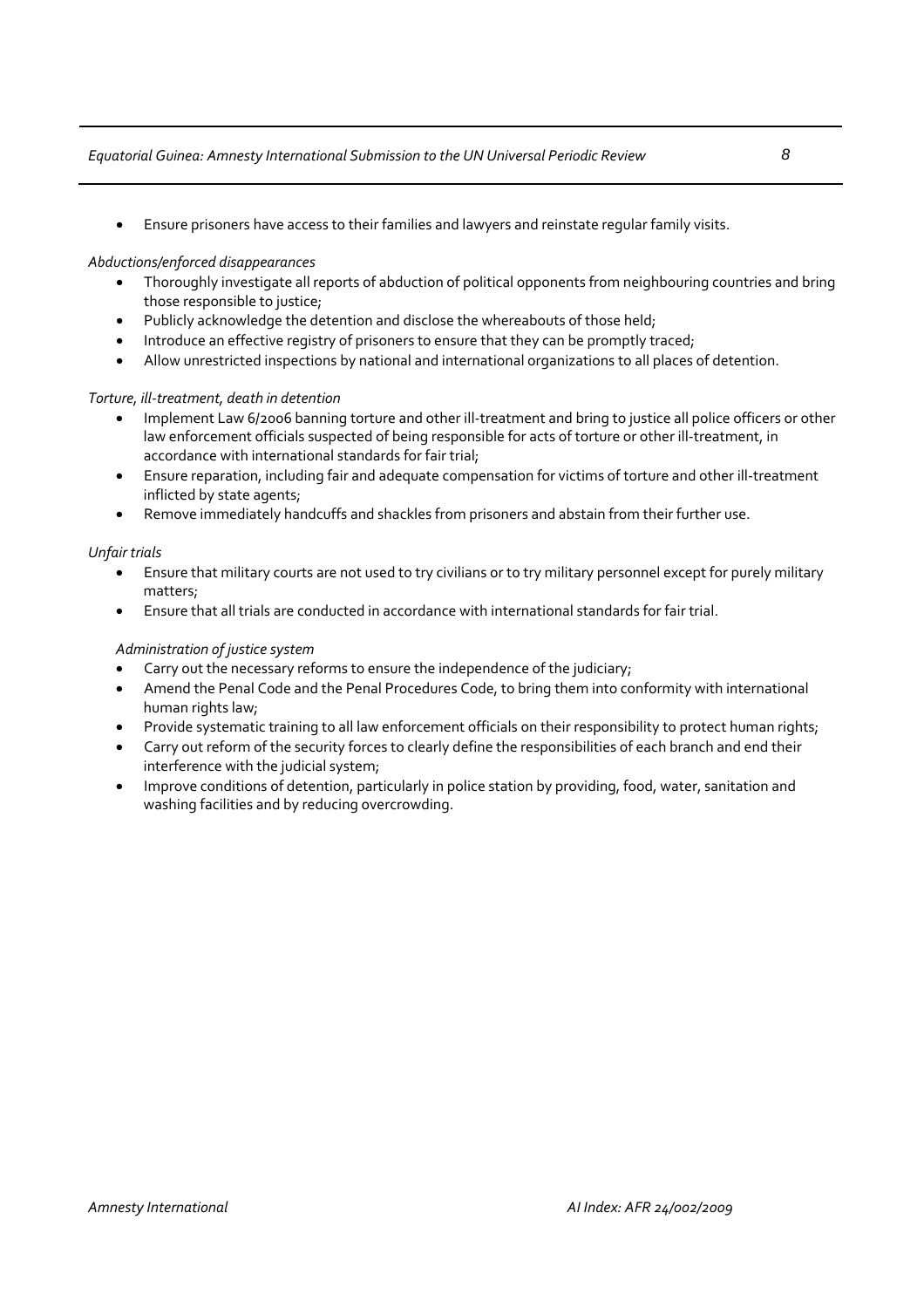- Ensure prisoners have access to their families and lawyers and reinstate regular family visits.

*Abductions/enforced disappearances*

- Thoroughly investigate all reports of abduction of political opponents from neighbouring countries and bring those responsible to justice;
- Publicly acknowledge the detention and disclose the whereabouts of those held;
- Introduce an effective registry of prisoners to ensure that they can be promptly traced;
- Allow unrestricted inspections by national and international organizations to all places of detention.

*Torture, ill-treatment, death in detention*

- Implement Law 6/2006 banning torture and other ill-treatment and bring to justice all police officers or other law enforcement officials suspected of being responsible for acts of torture or other ill-treatment, in accordance with international standards for fair trial;
- Ensure reparation, including fair and adequate compensation for victims of torture and other ill-treatment inflicted by state agents;
- Remove immediately handcuffs and shackles from prisoners and abstain from their further use.

*Unfair trials*

- Ensure that military courts are not used to try civilians or to try military personnel except for purely military matters;
- Ensure that all trials are conducted in accordance with international standards for fair trial.

*Administration of justice system*

- Carry out the necessary reforms to ensure the independence of the judiciary;
- Amend the Penal Code and the Penal Procedures Code, to bring them into conformity with international human rights law;
- Provide systematic training to all law enforcement officials on their responsibility to protect human rights;
- Carry out reform of the security forces to clearly define the responsibilities of each branch and end their interference with the judicial system;
- Improve conditions of detention, particularly in police station by providing, food, water, sanitation and washing facilities and by reducing overcrowding.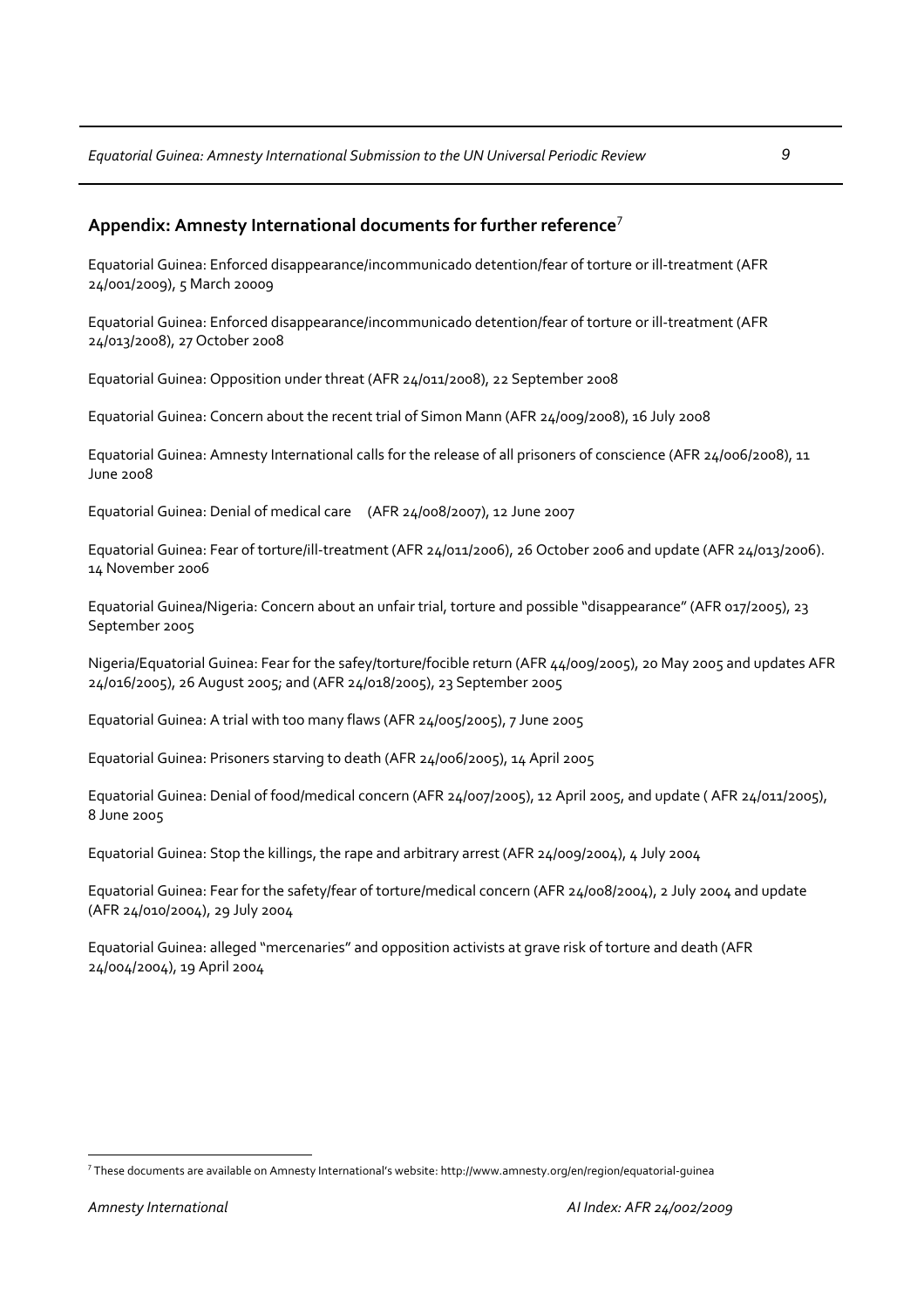## Appendix: Amnesty International documents for further reference[7]

Equatorial Guinea: Enforced disappearance/incommunicado detention/fear of torture or ill-treatment (AFR 24/001/2009), 5 March 20009

Equatorial Guinea: Enforced disappearance/incommunicado detention/fear of torture or ill-treatment (AFR 24/013/2008), 27 October 2008

Equatorial Guinea: Opposition under threat (AFR 24/011/2008), 22 September 2008

Equatorial Guinea: Concern about the recent trial of Simon Mann (AFR 24/009/2008), 16 July 2008

Equatorial Guinea: Amnesty International calls for the release of all prisoners of conscience (AFR 24/006/2008), 11 June 2008

Equatorial Guinea: Denial of medical care (AFR 24/008/2007), 12 June 2007

Equatorial Guinea: Fear of torture/ill-treatment (AFR 24/011/2006), 26 October 2006 and update (AFR 24/013/2006). 14 November 2006

Equatorial Guinea/Nigeria: Concern about an unfair trial, torture and possible "disappearance" (AFR 017/2005), 23 September 2005

Nigeria/Equatorial Guinea: Fear for the safey/torture/focible return (AFR 44/009/2005), 20 May 2005 and updates AFR 24/016/2005), 26 August 2005; and (AFR 24/018/2005), 23 September 2005

Equatorial Guinea: A trial with too many flaws (AFR 24/005/2005), 7 June 2005

Equatorial Guinea: Prisoners starving to death (AFR 24/006/2005), 14 April 2005

Equatorial Guinea: Denial of food/medical concern (AFR 24/007/2005), 12 April 2005, and update ( AFR 24/011/2005), 8 June 2005

Equatorial Guinea: Stop the killings, the rape and arbitrary arrest (AFR 24/009/2004), 4 July 2004

Equatorial Guinea: Fear for the safety/fear of torture/medical concern (AFR 24/008/2004), 2 July 2004 and update (AFR 24/010/2004), 29 July 2004

Equatorial Guinea: alleged "mercenaries" and opposition activists at grave risk of torture and death (AFR 24/004/2004), 19 April 2004

---

[7] These documents are available on Amnesty International's website: http://www.amnesty.org/en/region/equatorial-guinea